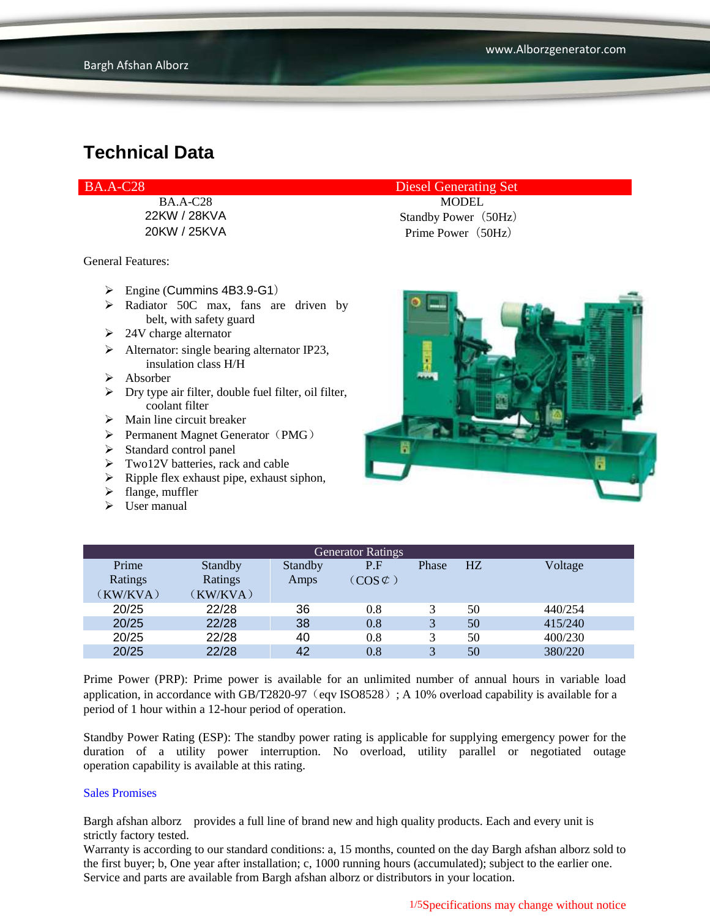# Technical Data

| BA.A-C28 | Diesel Generating Set |
| --- | --- |
| BA.A-C28 | MODEL |
| 22KW / 28KVA | Standby Power（50Hz） |
| 20KW / 25KVA | Prime Power（50Hz） |

General Features:

- Engine (Cummins 4B3.9-G1）
- Radiator 50C max, fans are driven by belt, with safety guard
- 24V charge alternator
- Alternator: single bearing alternator IP23, insulation class H/H
- Absorber
- Dry type air filter, double fuel filter, oil filter, coolant filter
- Main line circuit breaker
- Permanent Magnet Generator（PMG）
- Standard control panel
- Two12V batteries, rack and cable
- Ripple flex exhaust pipe, exhaust siphon,
- flange, muffler
- User manual

| Generator Ratings | | | | | | |
| --- | --- | --- | --- | --- | --- | --- |
| Prime Ratings（KW/KVA） | Standby Ratings（KW/KVA） | Standby Amps | P.F（COS⊄） | Phase | HZ | Voltage |
| 20/25 | 22/28 | 36 | 0.8 | 3 | 50 | 440/254 |
| 20/25 | 22/28 | 38 | 0.8 | 3 | 50 | 415/240 |
| 20/25 | 22/28 | 40 | 0.8 | 3 | 50 | 400/230 |
| 20/25 | 22/28 | 42 | 0.8 | 3 | 50 | 380/220 |

Prime Power (PRP): Prime power is available for an unlimited number of annual hours in variable load application, in accordance with GB/T2820-97（eqv ISO8528）; A 10% overload capability is available for a period of 1 hour within a 12-hour period of operation.

Standby Power Rating (ESP): The standby power rating is applicable for supplying emergency power for the duration of a utility power interruption. No overload, utility parallel or negotiated outage operation capability is available at this rating.

Sales Promises

Bargh afshan alborz provides a full line of brand new and high quality products. Each and every unit is strictly factory tested.
Warranty is according to our standard conditions: a, 15 months, counted on the day Bargh afshan alborz sold to the first buyer; b, One year after installation; c, 1000 running hours (accumulated); subject to the earlier one.
Service and parts are available from Bargh afshan alborz or distributors in your location.

Specifications may change without notice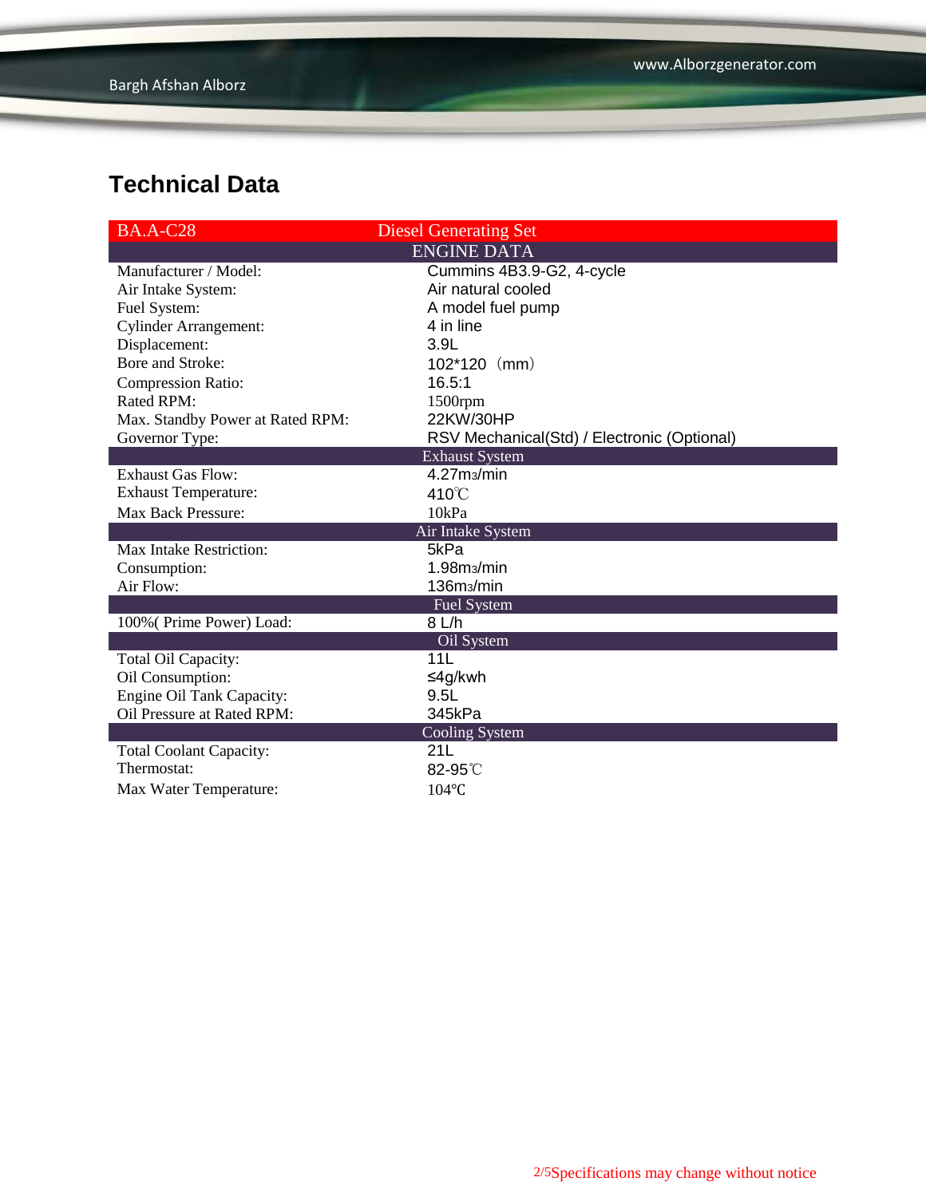## Technical Data

| BA.A-C28 | Diesel Generating Set |
|---|---|
| **ENGINE DATA** | |
| Manufacturer / Model: | Cummins 4B3.9-G2, 4-cycle |
| Air Intake System: | Air natural cooled |
| Fuel System: | A model fuel pump |
| Cylinder Arrangement: | 4 in line |
| Displacement: | 3.9L |
| Bore and Stroke: | 102*120（mm） |
| Compression Ratio: | 16.5:1 |
| Rated RPM: | 1500rpm |
| Max. Standby Power at Rated RPM: | 22KW/30HP |
| Governor Type: | RSV Mechanical(Std) / Electronic (Optional) |
| **Exhaust System** | |
| Exhaust Gas Flow: | 4.27$m^3$/min |
| Exhaust Temperature: | 410℃ |
| Max Back Pressure: | 10kPa |
| **Air Intake System** | |
| Max Intake Restriction: | 5kPa |
| Consumption: | 1.98$m^3$/min |
| Air Flow: | 136$m^3$/min |
| **Fuel System** | |
| 100%( Prime Power) Load: | 8 L/h |
| **Oil System** | |
| Total Oil Capacity: | 11L |
| Oil Consumption: | ≤4g/kwh |
| Engine Oil Tank Capacity: | 9.5L |
| Oil Pressure at Rated RPM: | 345kPa |
| **Cooling System** | |
| Total Coolant Capacity: | 21L |
| Thermostat: | 82-95℃ |
| Max Water Temperature: | 104℃ |

Specifications may change without notice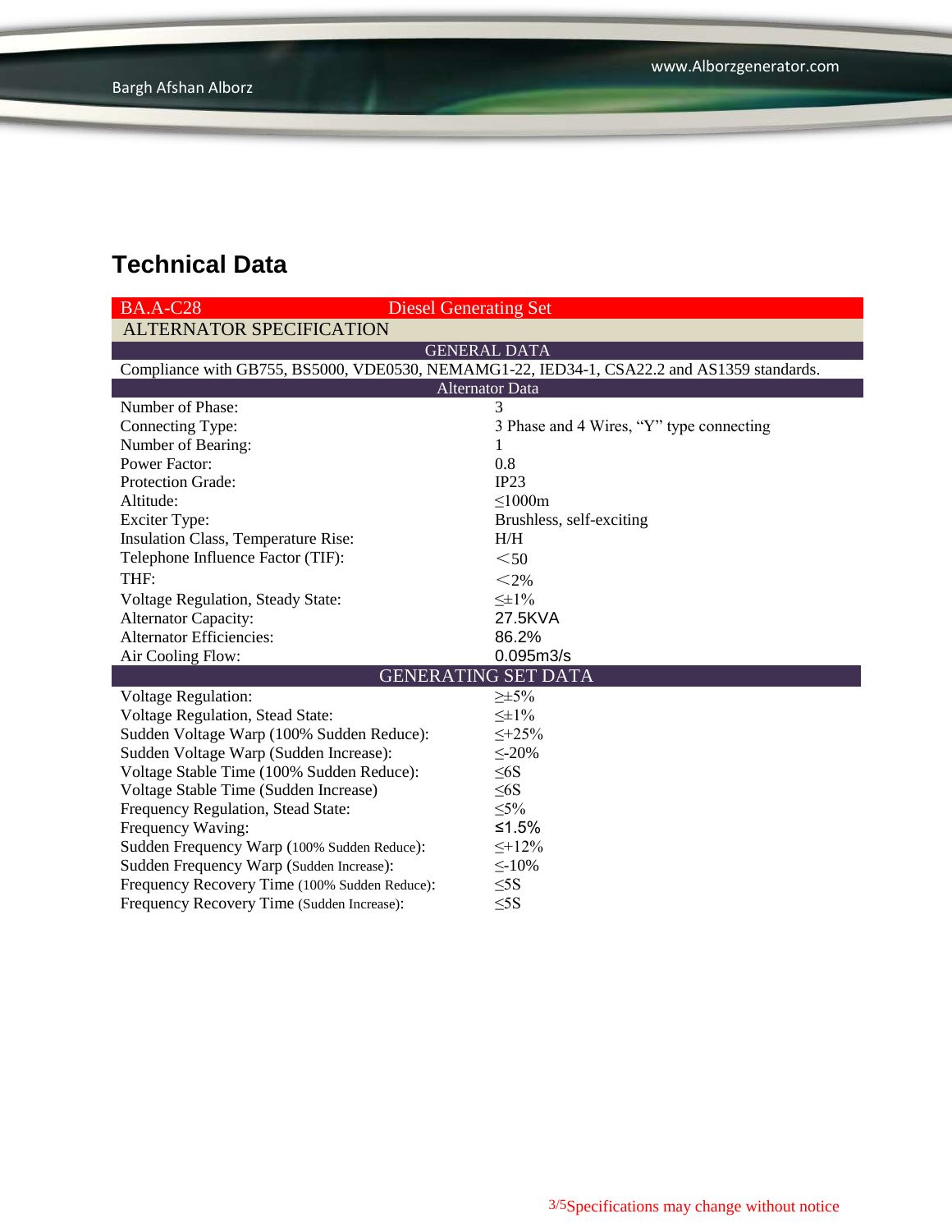## Technical Data

| BA.A-C28 | Diesel Generating Set |
|---|---|
| ALTERNATOR SPECIFICATION | |
| GENERAL DATA | |
| Compliance with GB755, BS5000, VDE0530, NEMAMG1-22, IED34-1, CSA22.2 and AS1359 standards. | |
| Alternator Data | |
| Number of Phase: | 3 |
| Connecting Type: | 3 Phase and 4 Wires, “Y” type connecting |
| Number of Bearing: | 1 |
| Power Factor: | 0.8 |
| Protection Grade: | IP23 |
| Altitude: | ≤1000m |
| Exciter Type: | Brushless, self-exciting |
| Insulation Class, Temperature Rise: | H/H |
| Telephone Influence Factor (TIF): | ＜50 |
| THF: | ＜2% |
| Voltage Regulation, Steady State: | ≤±1% |
| Alternator Capacity: | 27.5KVA |
| Alternator Efficiencies: | 86.2% |
| Air Cooling Flow: | 0.095m3/s |
| GENERATING SET DATA | |
| Voltage Regulation: | ≥±5% |
| Voltage Regulation, Stead State: | ≤±1% |
| Sudden Voltage Warp (100% Sudden Reduce): | ≤+25% |
| Sudden Voltage Warp (Sudden Increase): | ≤-20% |
| Voltage Stable Time (100% Sudden Reduce): | ≤6S |
| Voltage Stable Time (Sudden Increase) | ≤6S |
| Frequency Regulation, Stead State: | ≤5% |
| Frequency Waving: | ≤1.5% |
| Sudden Frequency Warp (100% Sudden Reduce): | ≤+12% |
| Sudden Frequency Warp (Sudden Increase): | ≤-10% |
| Frequency Recovery Time (100% Sudden Reduce): | ≤5S |
| Frequency Recovery Time (Sudden Increase): | ≤5S |

Specifications may change without notice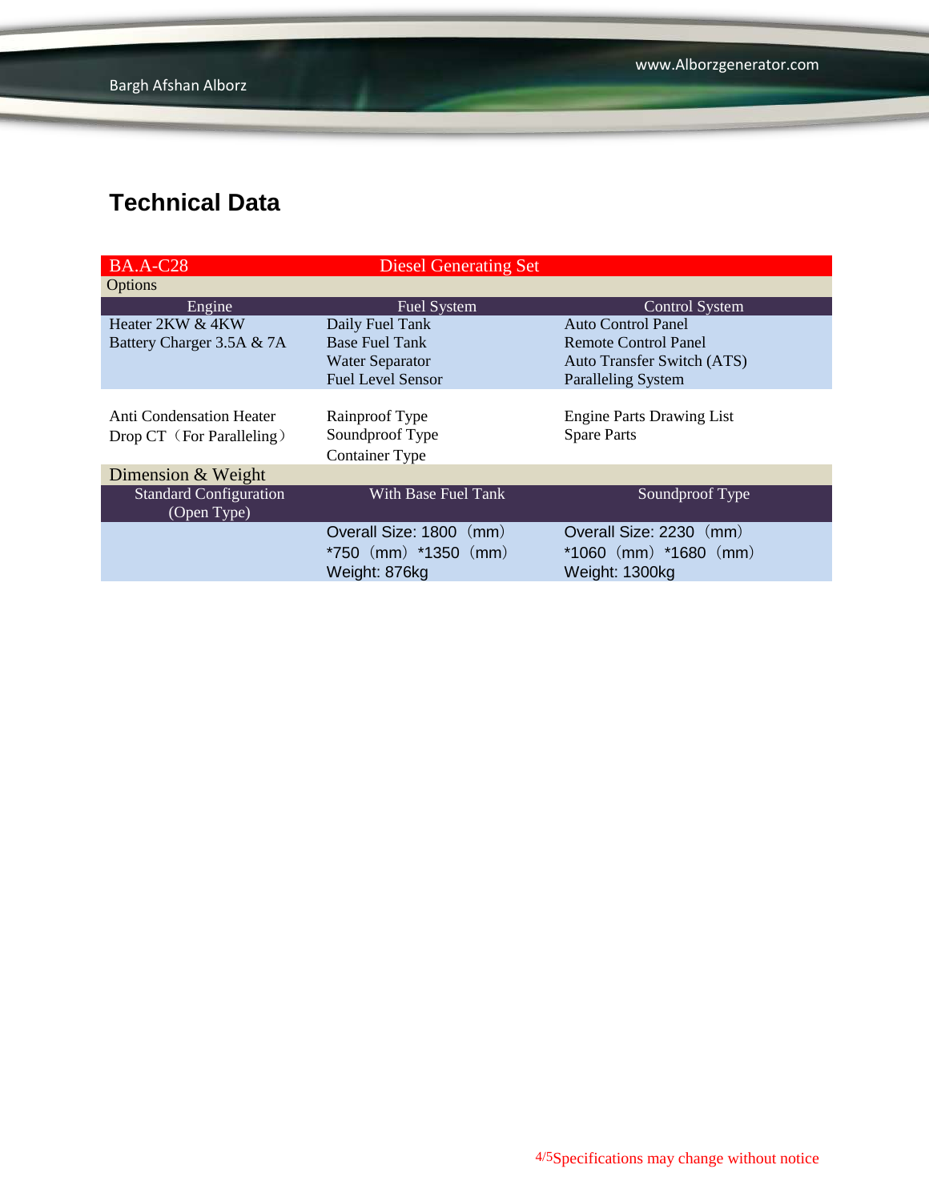## Technical Data

| BA.A-C28 | Diesel Generating Set | |
|---|---|---|
| Options | | |
| Engine | Fuel System | Control System |
| Heater 2KW & 4KW<br>Battery Charger 3.5A & 7A | Daily Fuel Tank<br>Base Fuel Tank<br>Water Separator<br>Fuel Level Sensor | Auto Control Panel<br>Remote Control Panel<br>Auto Transfer Switch (ATS)<br>Paralleling System |
| Anti Condensation Heater<br>Drop CT（For Paralleling） | Rainproof Type<br>Soundproof Type<br>Container Type | Engine Parts Drawing List<br>Spare Parts |
| Dimension & Weight | | |
| Standard Configuration (Open Type) | With Base Fuel Tank | Soundproof Type |
| | Overall Size: 1800（mm）*750（mm）*1350（mm）<br>Weight: 876kg | Overall Size: 2230（mm）*1060（mm）*1680（mm）<br>Weight: 1300kg |

Specifications may change without notice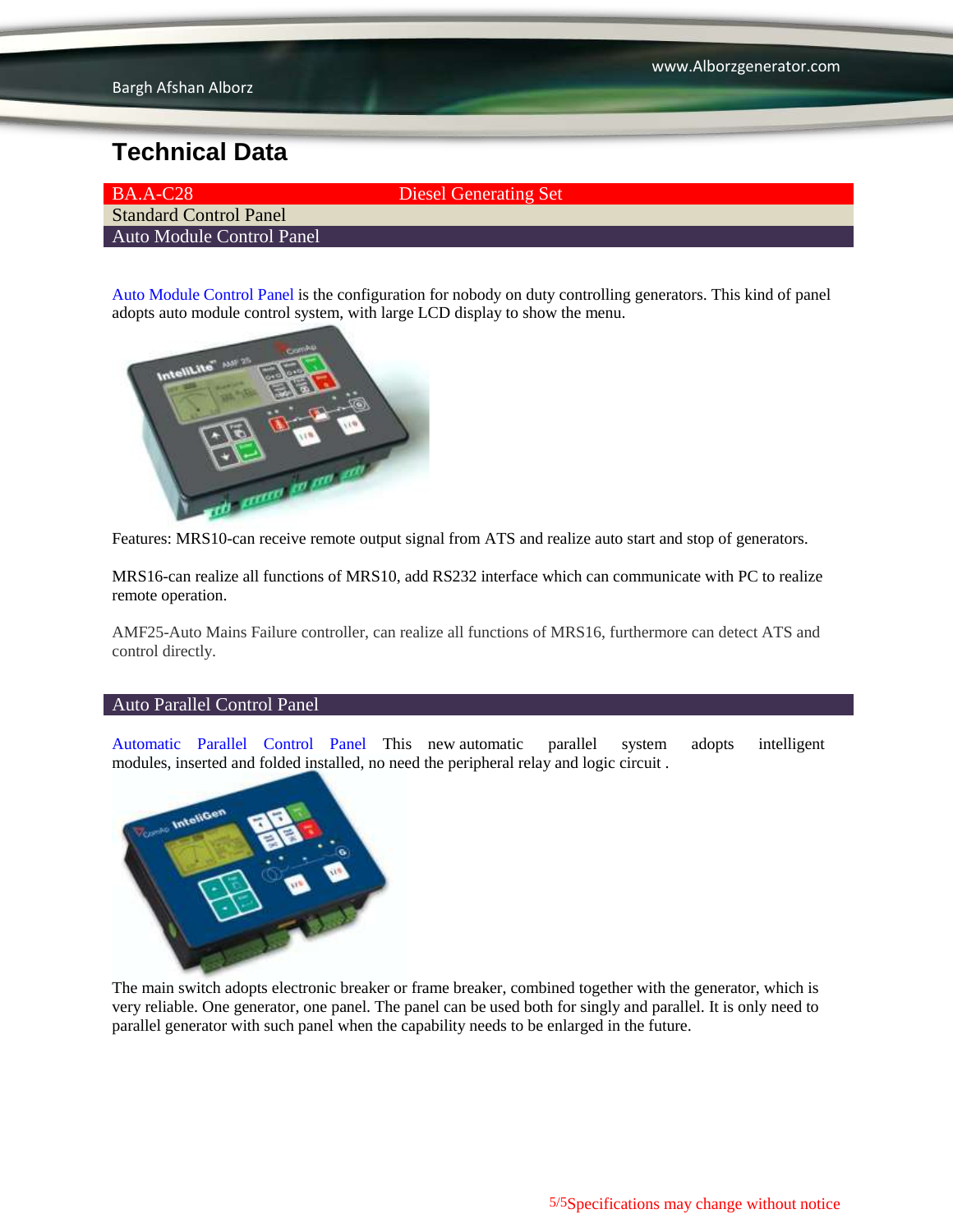# Technical Data

| | |
|---|---|
| BA.A-C28 | Diesel Generating Set |
| Standard Control Panel | |
| Auto Module Control Panel | |

Auto Module Control Panel is the configuration for nobody on duty controlling generators. This kind of panel adopts auto module control system, with large LCD display to show the menu.

Features: MRS10-can receive remote output signal from ATS and realize auto start and stop of generators.

MRS16-can realize all functions of MRS10, add RS232 interface which can communicate with PC to realize remote operation.

AMF25-Auto Mains Failure controller, can realize all functions of MRS16, furthermore can detect ATS and control directly.

## Auto Parallel Control Panel

Automatic Parallel Control Panel This new automatic parallel system adopts intelligent modules, inserted and folded installed, no need the peripheral relay and logic circuit .

The main switch adopts electronic breaker or frame breaker, combined together with the generator, which is very reliable. One generator, one panel. The panel can be used both for singly and parallel. It is only need to parallel generator with such panel when the capability needs to be enlarged in the future.

Specifications may change without notice